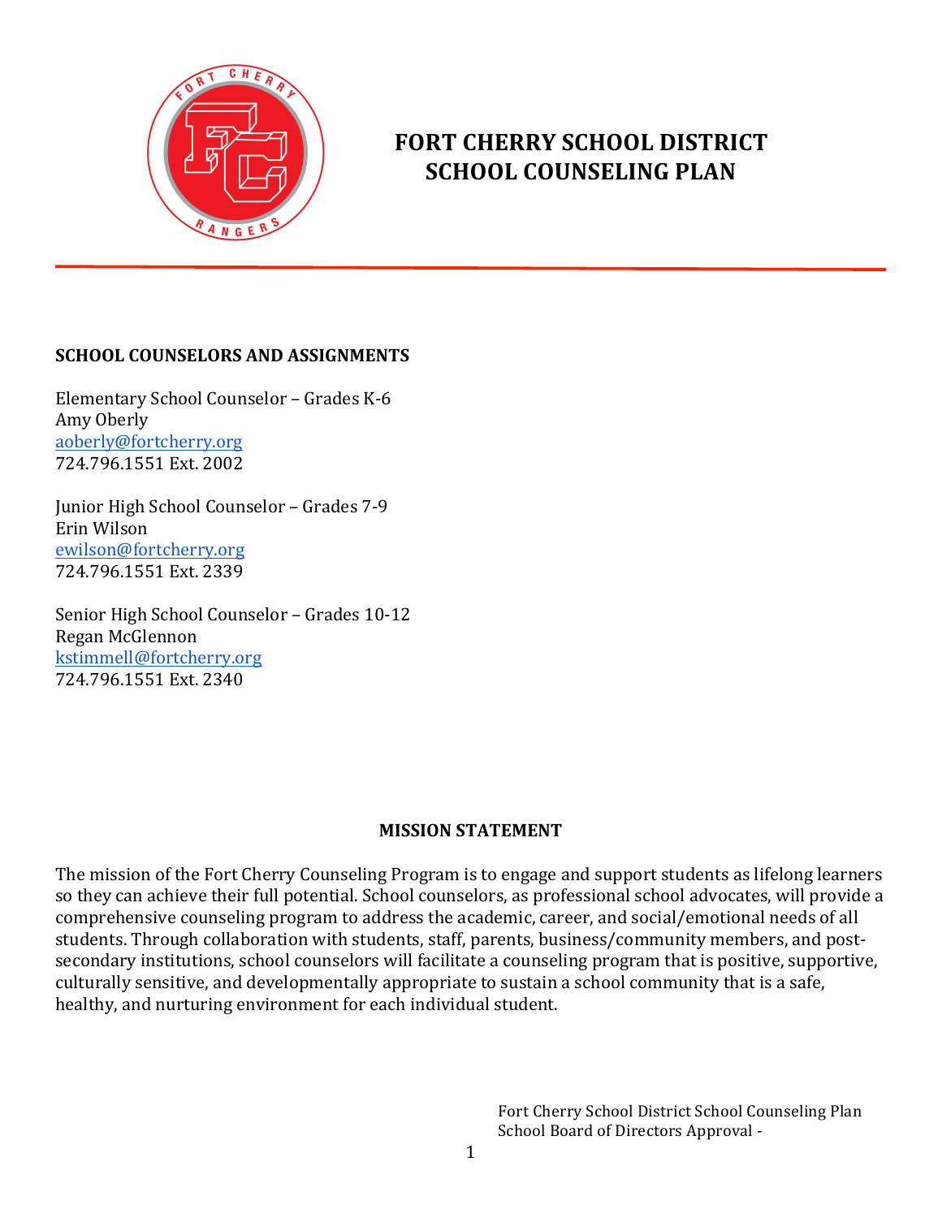# FORT CHERRY SCHOOL DISTRICT SCHOOL COUNSELING PLAN

**SCHOOL COUNSELORS AND ASSIGNMENTS**

Elementary School Counselor – Grades K-6
Amy Oberly
aoberly@fortcherry.org
724.796.1551 Ext. 2002

Junior High School Counselor – Grades 7-9
Erin Wilson
ewilson@fortcherry.org
724.796.1551 Ext. 2339

Senior High School Counselor – Grades 10-12
Regan McGlennon
kstimmell@fortcherry.org
724.796.1551 Ext. 2340

**MISSION STATEMENT**

The mission of the Fort Cherry Counseling Program is to engage and support students as lifelong learners so they can achieve their full potential. School counselors, as professional school advocates, will provide a comprehensive counseling program to address the academic, career, and social/emotional needs of all students. Through collaboration with students, staff, parents, business/community members, and post-secondary institutions, school counselors will facilitate a counseling program that is positive, supportive, culturally sensitive, and developmentally appropriate to sustain a school community that is a safe, healthy, and nurturing environment for each individual student.

Fort Cherry School District School Counseling Plan
School Board of Directors Approval -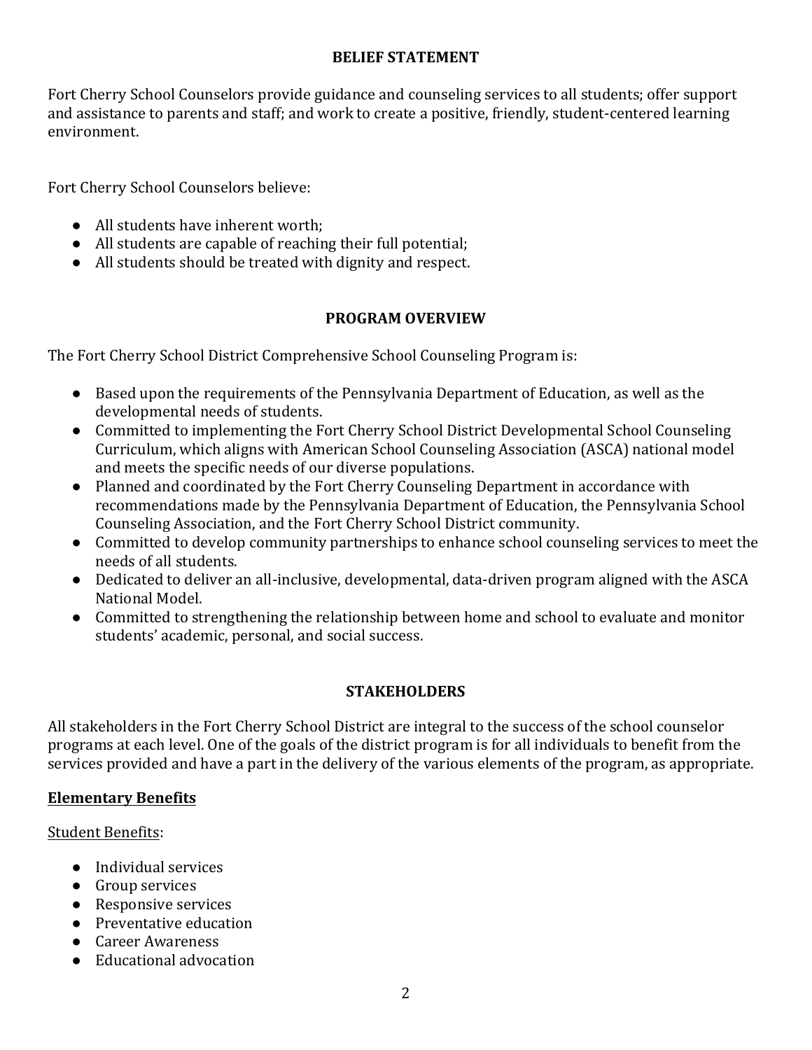## BELIEF STATEMENT

Fort Cherry School Counselors provide guidance and counseling services to all students; offer support and assistance to parents and staff; and work to create a positive, friendly, student-centered learning environment.

Fort Cherry School Counselors believe:

- All students have inherent worth;
- All students are capable of reaching their full potential;
- All students should be treated with dignity and respect.

## PROGRAM OVERVIEW

The Fort Cherry School District Comprehensive School Counseling Program is:

- Based upon the requirements of the Pennsylvania Department of Education, as well as the developmental needs of students.
- Committed to implementing the Fort Cherry School District Developmental School Counseling Curriculum, which aligns with American School Counseling Association (ASCA) national model and meets the specific needs of our diverse populations.
- Planned and coordinated by the Fort Cherry Counseling Department in accordance with recommendations made by the Pennsylvania Department of Education, the Pennsylvania School Counseling Association, and the Fort Cherry School District community.
- Committed to develop community partnerships to enhance school counseling services to meet the needs of all students.
- Dedicated to deliver an all-inclusive, developmental, data-driven program aligned with the ASCA National Model.
- Committed to strengthening the relationship between home and school to evaluate and monitor students' academic, personal, and social success.

## STAKEHOLDERS

All stakeholders in the Fort Cherry School District are integral to the success of the school counselor programs at each level. One of the goals of the district program is for all individuals to benefit from the services provided and have a part in the delivery of the various elements of the program, as appropriate.

### Elementary Benefits

Student Benefits:

- Individual services
- Group services
- Responsive services
- Preventative education
- Career Awareness
- Educational advocation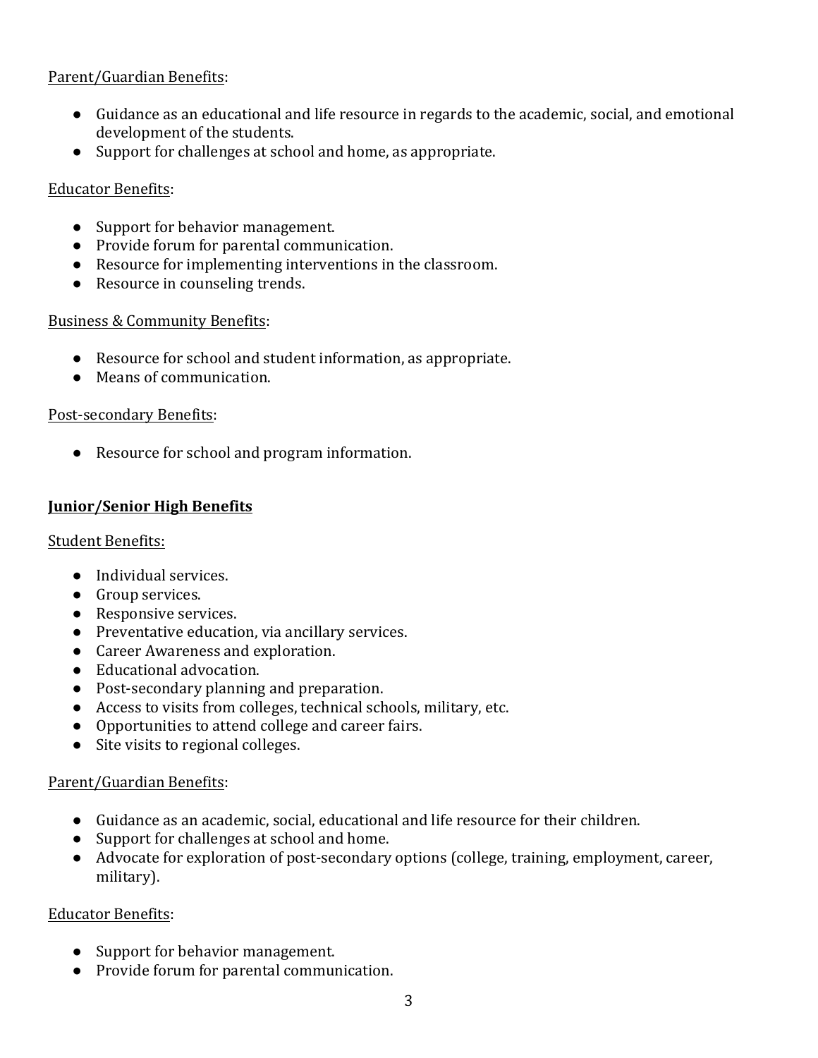Parent/Guardian Benefits:

- Guidance as an educational and life resource in regards to the academic, social, and emotional development of the students.
- Support for challenges at school and home, as appropriate.

Educator Benefits:

- Support for behavior management.
- Provide forum for parental communication.
- Resource for implementing interventions in the classroom.
- Resource in counseling trends.

Business & Community Benefits:

- Resource for school and student information, as appropriate.
- Means of communication.

Post-secondary Benefits:

- Resource for school and program information.

**Junior/Senior High Benefits**

Student Benefits:

- Individual services.
- Group services.
- Responsive services.
- Preventative education, via ancillary services.
- Career Awareness and exploration.
- Educational advocation.
- Post-secondary planning and preparation.
- Access to visits from colleges, technical schools, military, etc.
- Opportunities to attend college and career fairs.
- Site visits to regional colleges.

Parent/Guardian Benefits:

- Guidance as an academic, social, educational and life resource for their children.
- Support for challenges at school and home.
- Advocate for exploration of post-secondary options (college, training, employment, career, military).

Educator Benefits:

- Support for behavior management.
- Provide forum for parental communication.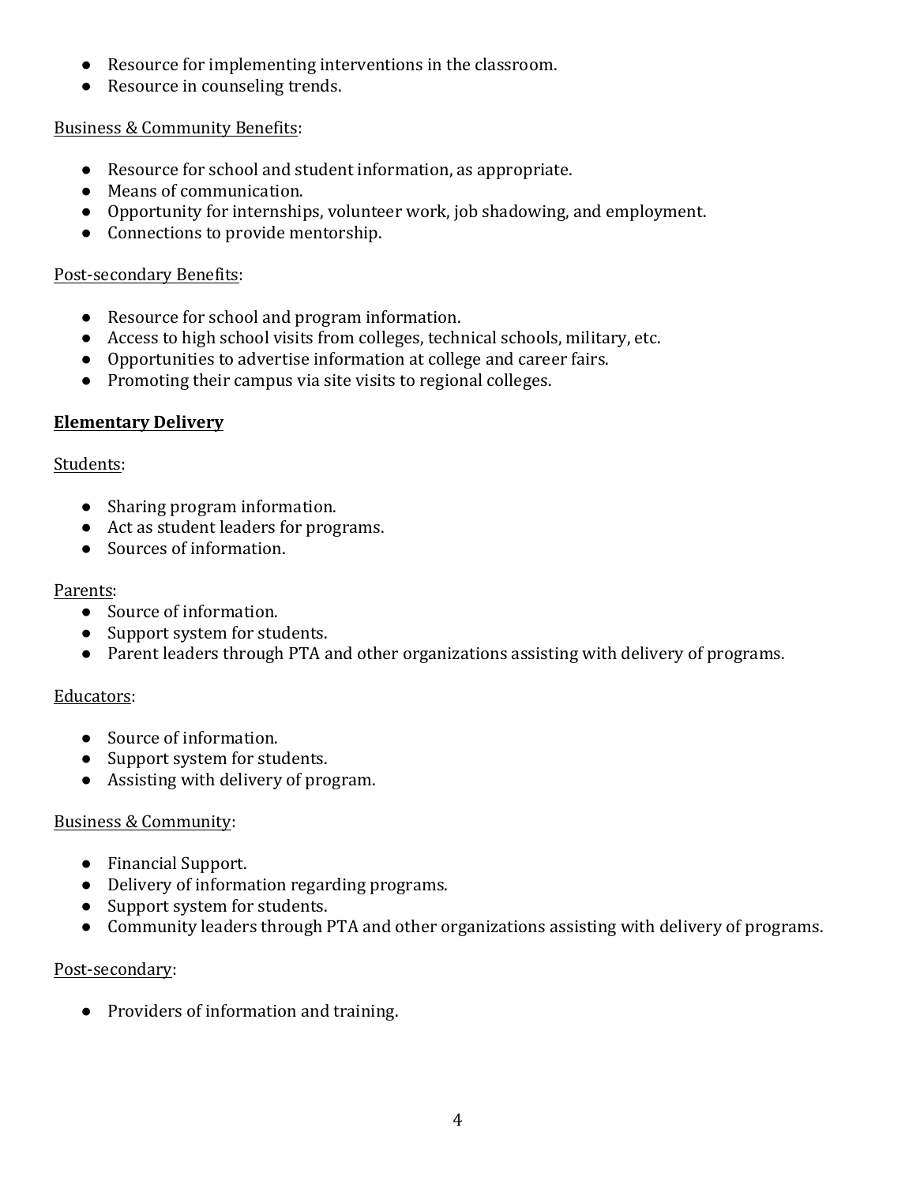- Resource for implementing interventions in the classroom.
- Resource in counseling trends.

<u>Business & Community Benefits</u>:

- Resource for school and student information, as appropriate.
- Means of communication.
- Opportunity for internships, volunteer work, job shadowing, and employment.
- Connections to provide mentorship.

<u>Post-secondary Benefits</u>:

- Resource for school and program information.
- Access to high school visits from colleges, technical schools, military, etc.
- Opportunities to advertise information at college and career fairs.
- Promoting their campus via site visits to regional colleges.

**<u>Elementary Delivery</u>**

<u>Students</u>:

- Sharing program information.
- Act as student leaders for programs.
- Sources of information.

<u>Parents</u>:

- Source of information.
- Support system for students.
- Parent leaders through PTA and other organizations assisting with delivery of programs.

<u>Educators</u>:

- Source of information.
- Support system for students.
- Assisting with delivery of program.

<u>Business & Community</u>:

- Financial Support.
- Delivery of information regarding programs.
- Support system for students.
- Community leaders through PTA and other organizations assisting with delivery of programs.

<u>Post-secondary</u>:

- Providers of information and training.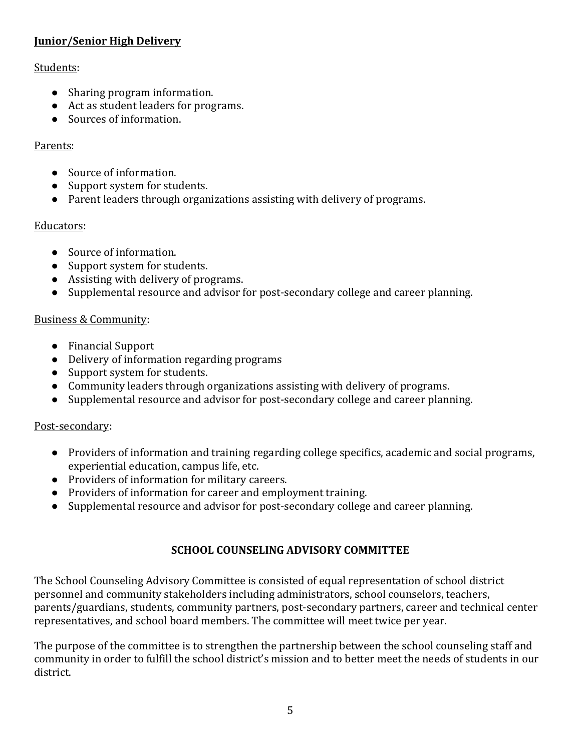**Junior/Senior High Delivery**

Students:

- Sharing program information.
- Act as student leaders for programs.
- Sources of information.

Parents:

- Source of information.
- Support system for students.
- Parent leaders through organizations assisting with delivery of programs.

Educators:

- Source of information.
- Support system for students.
- Assisting with delivery of programs.
- Supplemental resource and advisor for post-secondary college and career planning.

Business & Community:

- Financial Support
- Delivery of information regarding programs
- Support system for students.
- Community leaders through organizations assisting with delivery of programs.
- Supplemental resource and advisor for post-secondary college and career planning.

Post-secondary:

- Providers of information and training regarding college specifics, academic and social programs, experiential education, campus life, etc.
- Providers of information for military careers.
- Providers of information for career and employment training.
- Supplemental resource and advisor for post-secondary college and career planning.

## SCHOOL COUNSELING ADVISORY COMMITTEE

The School Counseling Advisory Committee is consisted of equal representation of school district personnel and community stakeholders including administrators, school counselors, teachers, parents/guardians, students, community partners, post-secondary partners, career and technical center representatives, and school board members. The committee will meet twice per year.

The purpose of the committee is to strengthen the partnership between the school counseling staff and community in order to fulfill the school district's mission and to better meet the needs of students in our district.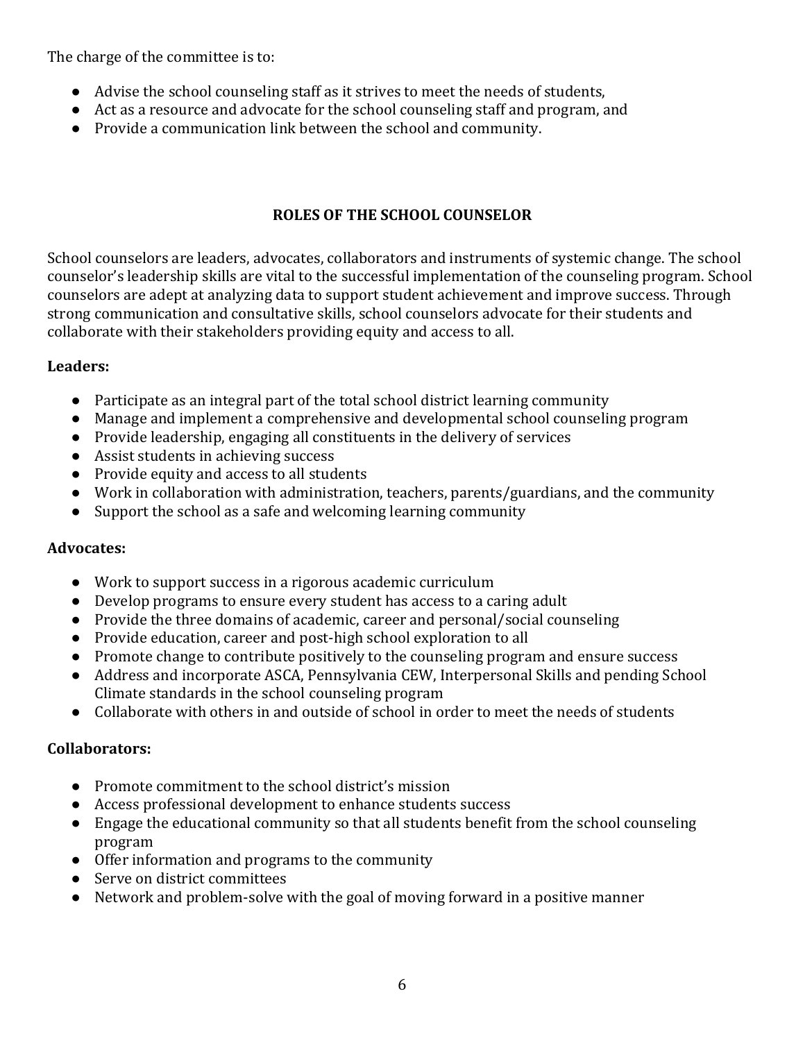The charge of the committee is to:

- Advise the school counseling staff as it strives to meet the needs of students,
- Act as a resource and advocate for the school counseling staff and program, and
- Provide a communication link between the school and community.

## ROLES OF THE SCHOOL COUNSELOR

School counselors are leaders, advocates, collaborators and instruments of systemic change. The school counselor's leadership skills are vital to the successful implementation of the counseling program. School counselors are adept at analyzing data to support student achievement and improve success. Through strong communication and consultative skills, school counselors advocate for their students and collaborate with their stakeholders providing equity and access to all.

**Leaders:**

- Participate as an integral part of the total school district learning community
- Manage and implement a comprehensive and developmental school counseling program
- Provide leadership, engaging all constituents in the delivery of services
- Assist students in achieving success
- Provide equity and access to all students
- Work in collaboration with administration, teachers, parents/guardians, and the community
- Support the school as a safe and welcoming learning community

**Advocates:**

- Work to support success in a rigorous academic curriculum
- Develop programs to ensure every student has access to a caring adult
- Provide the three domains of academic, career and personal/social counseling
- Provide education, career and post-high school exploration to all
- Promote change to contribute positively to the counseling program and ensure success
- Address and incorporate ASCA, Pennsylvania CEW, Interpersonal Skills and pending School Climate standards in the school counseling program
- Collaborate with others in and outside of school in order to meet the needs of students

**Collaborators:**

- Promote commitment to the school district's mission
- Access professional development to enhance students success
- Engage the educational community so that all students benefit from the school counseling program
- Offer information and programs to the community
- Serve on district committees
- Network and problem-solve with the goal of moving forward in a positive manner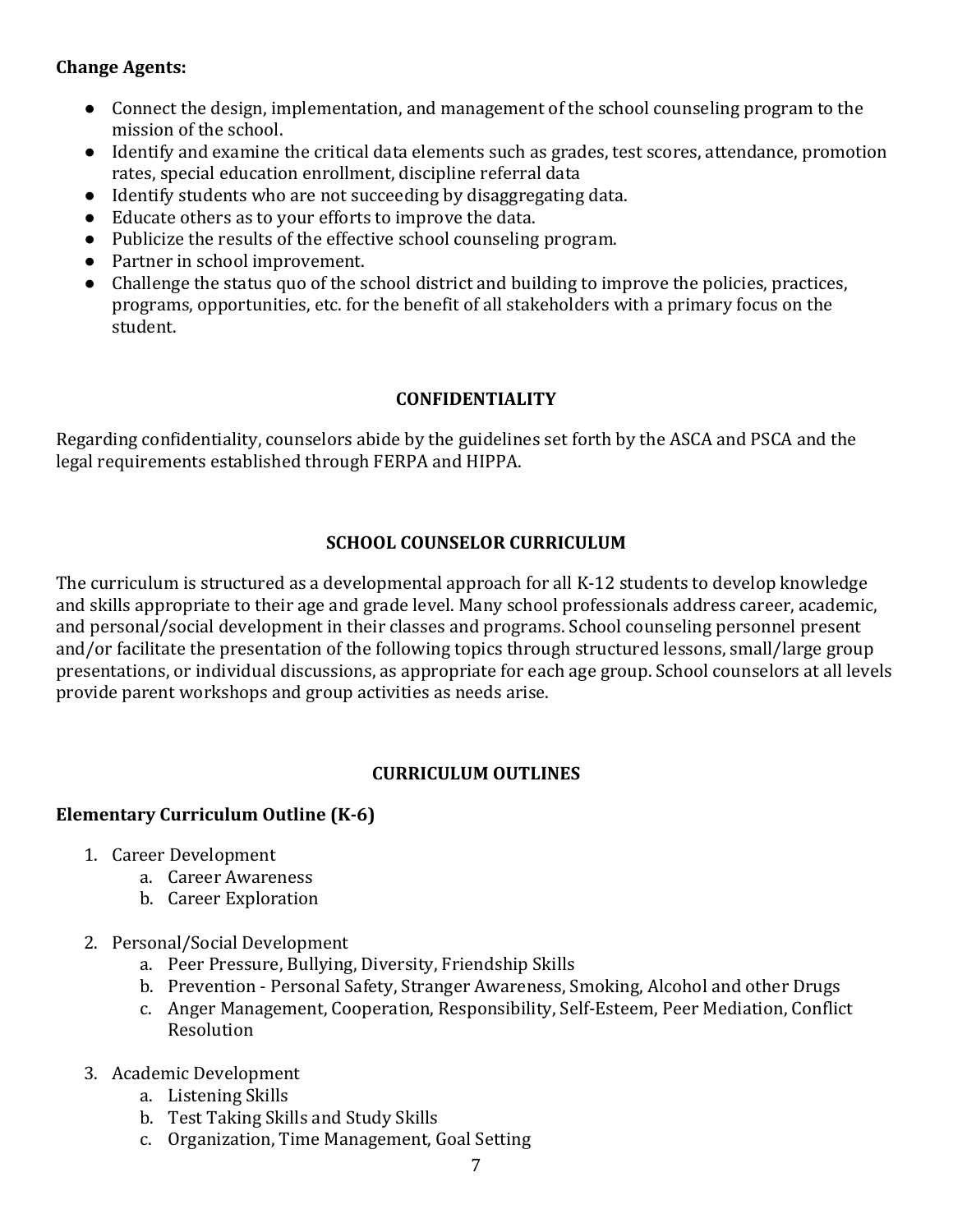**Change Agents:**

- Connect the design, implementation, and management of the school counseling program to the mission of the school.
- Identify and examine the critical data elements such as grades, test scores, attendance, promotion rates, special education enrollment, discipline referral data
- Identify students who are not succeeding by disaggregating data.
- Educate others as to your efforts to improve the data.
- Publicize the results of the effective school counseling program.
- Partner in school improvement.
- Challenge the status quo of the school district and building to improve the policies, practices, programs, opportunities, etc. for the benefit of all stakeholders with a primary focus on the student.

## CONFIDENTIALITY

Regarding confidentiality, counselors abide by the guidelines set forth by the ASCA and PSCA and the legal requirements established through FERPA and HIPPA.

## SCHOOL COUNSELOR CURRICULUM

The curriculum is structured as a developmental approach for all K-12 students to develop knowledge and skills appropriate to their age and grade level. Many school professionals address career, academic, and personal/social development in their classes and programs. School counseling personnel present and/or facilitate the presentation of the following topics through structured lessons, small/large group presentations, or individual discussions, as appropriate for each age group. School counselors at all levels provide parent workshops and group activities as needs arise.

## CURRICULUM OUTLINES

### Elementary Curriculum Outline (K-6)

1. Career Development
   a. Career Awareness
   b. Career Exploration

2. Personal/Social Development
   a. Peer Pressure, Bullying, Diversity, Friendship Skills
   b. Prevention - Personal Safety, Stranger Awareness, Smoking, Alcohol and other Drugs
   c. Anger Management, Cooperation, Responsibility, Self-Esteem, Peer Mediation, Conflict Resolution

3. Academic Development
   a. Listening Skills
   b. Test Taking Skills and Study Skills
   c. Organization, Time Management, Goal Setting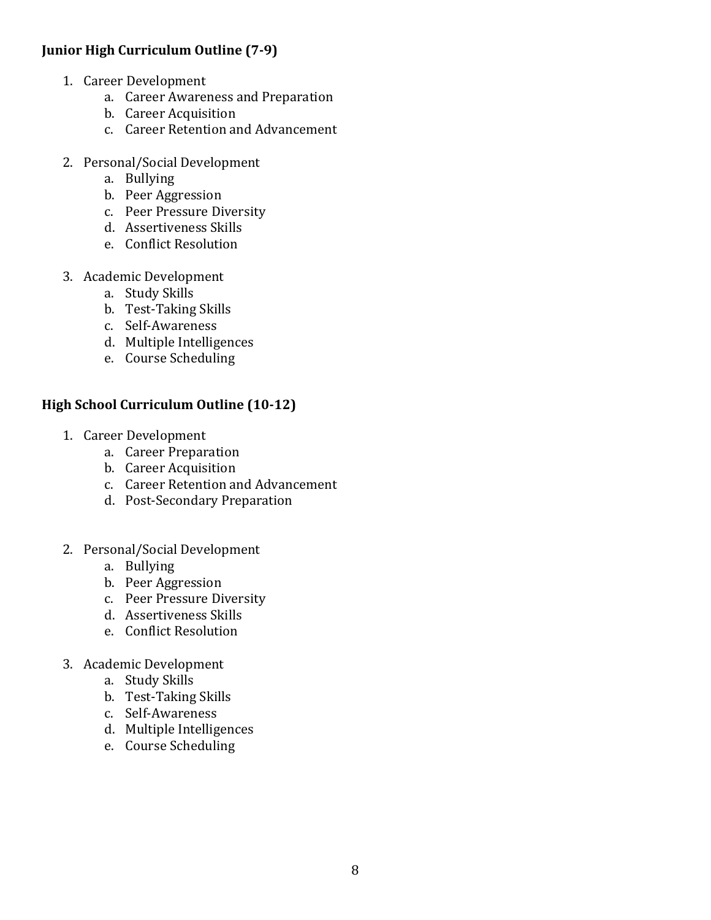**Junior High Curriculum Outline (7-9)**

1. Career Development
    a. Career Awareness and Preparation
    b. Career Acquisition
    c. Career Retention and Advancement

2. Personal/Social Development
    a. Bullying
    b. Peer Aggression
    c. Peer Pressure Diversity
    d. Assertiveness Skills
    e. Conflict Resolution

3. Academic Development
    a. Study Skills
    b. Test-Taking Skills
    c. Self-Awareness
    d. Multiple Intelligences
    e. Course Scheduling

**High School Curriculum Outline (10-12)**

1. Career Development
    a. Career Preparation
    b. Career Acquisition
    c. Career Retention and Advancement
    d. Post-Secondary Preparation

2. Personal/Social Development
    a. Bullying
    b. Peer Aggression
    c. Peer Pressure Diversity
    d. Assertiveness Skills
    e. Conflict Resolution

3. Academic Development
    a. Study Skills
    b. Test-Taking Skills
    c. Self-Awareness
    d. Multiple Intelligences
    e. Course Scheduling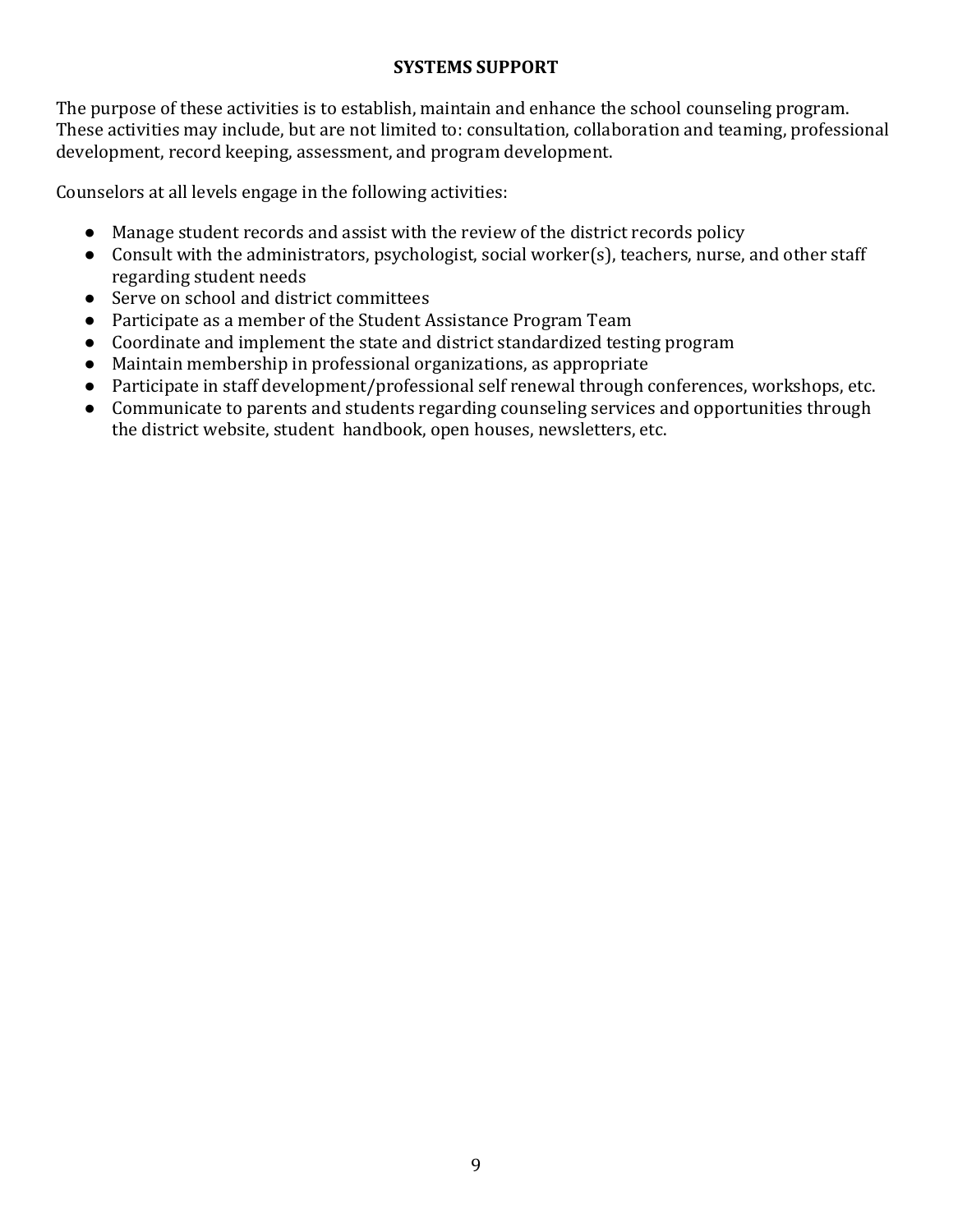## SYSTEMS SUPPORT

The purpose of these activities is to establish, maintain and enhance the school counseling program. These activities may include, but are not limited to: consultation, collaboration and teaming, professional development, record keeping, assessment, and program development.

Counselors at all levels engage in the following activities:

- Manage student records and assist with the review of the district records policy
- Consult with the administrators, psychologist, social worker(s), teachers, nurse, and other staff regarding student needs
- Serve on school and district committees
- Participate as a member of the Student Assistance Program Team
- Coordinate and implement the state and district standardized testing program
- Maintain membership in professional organizations, as appropriate
- Participate in staff development/professional self renewal through conferences, workshops, etc.
- Communicate to parents and students regarding counseling services and opportunities through the district website, student handbook, open houses, newsletters, etc.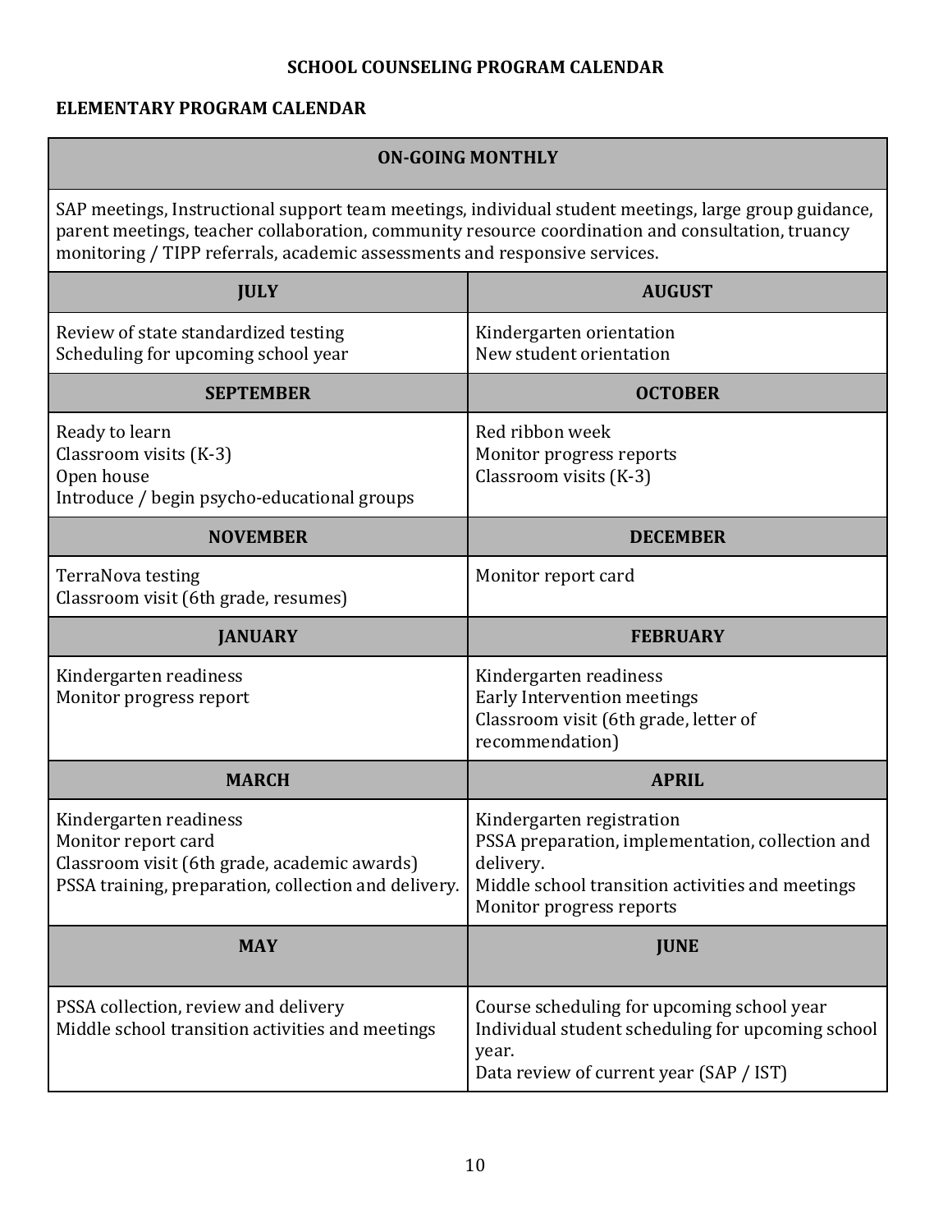## SCHOOL COUNSELING PROGRAM CALENDAR

### ELEMENTARY PROGRAM CALENDAR

| ON-GOING MONTHLY | |
|---|---|
| SAP meetings, Instructional support team meetings, individual student meetings, large group guidance, parent meetings, teacher collaboration, community resource coordination and consultation, truancy monitoring / TIPP referrals, academic assessments and responsive services. | |
| **JULY** | **AUGUST** |
| Review of state standardized testing<br>Scheduling for upcoming school year | Kindergarten orientation<br>New student orientation |
| **SEPTEMBER** | **OCTOBER** |
| Ready to learn<br>Classroom visits (K-3)<br>Open house<br>Introduce / begin psycho-educational groups | Red ribbon week<br>Monitor progress reports<br>Classroom visits (K-3) |
| **NOVEMBER** | **DECEMBER** |
| TerraNova testing<br>Classroom visit (6th grade, resumes) | Monitor report card |
| **JANUARY** | **FEBRUARY** |
| Kindergarten readiness<br>Monitor progress report | Kindergarten readiness<br>Early Intervention meetings<br>Classroom visit (6th grade, letter of recommendation) |
| **MARCH** | **APRIL** |
| Kindergarten readiness<br>Monitor report card<br>Classroom visit (6th grade, academic awards)<br>PSSA training, preparation, collection and delivery. | Kindergarten registration<br>PSSA preparation, implementation, collection and delivery.<br>Middle school transition activities and meetings<br>Monitor progress reports |
| **MAY** | **JUNE** |
| PSSA collection, review and delivery<br>Middle school transition activities and meetings | Course scheduling for upcoming school year<br>Individual student scheduling for upcoming school year.<br>Data review of current year (SAP / IST) |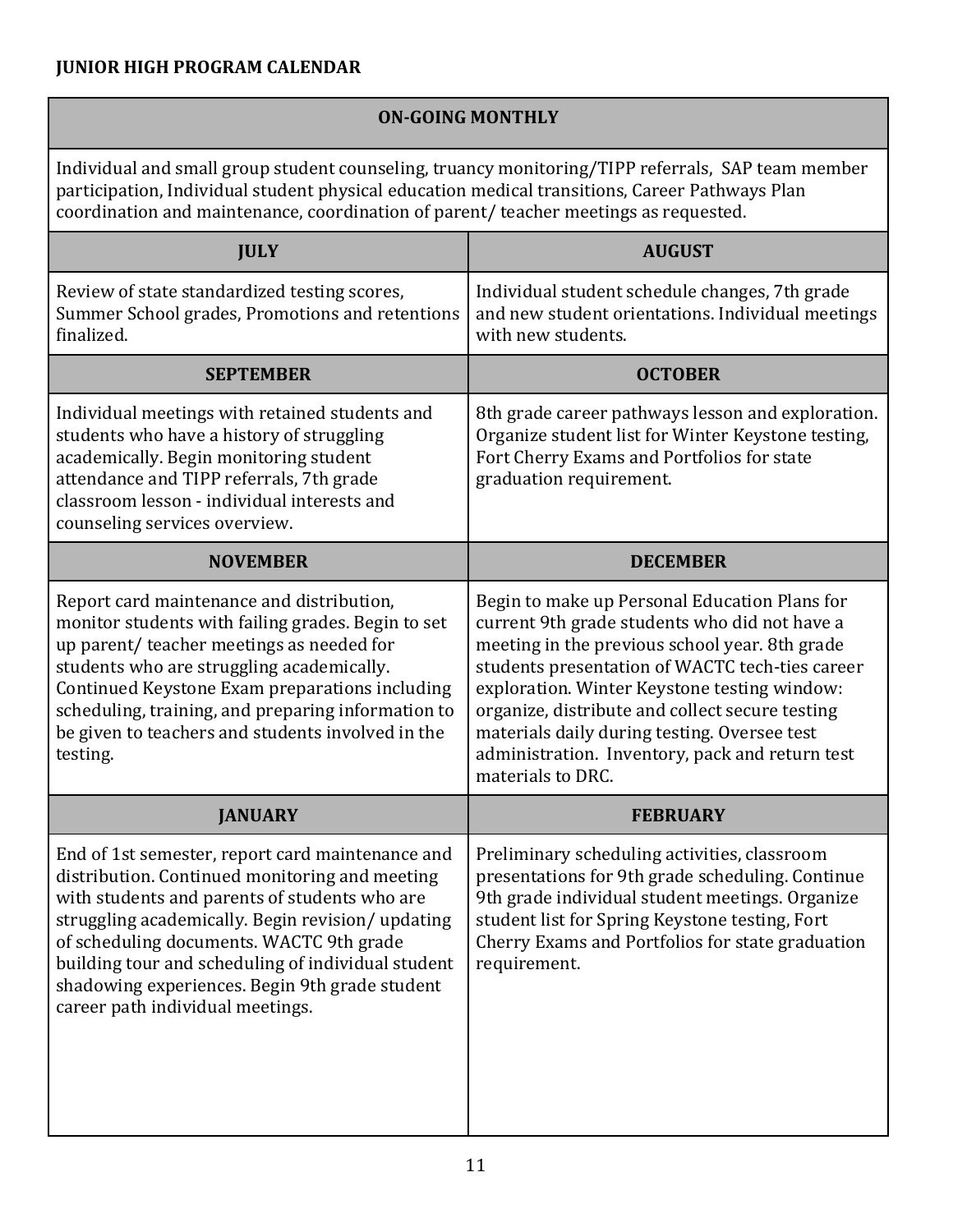**JUNIOR HIGH PROGRAM CALENDAR**

| ON-GOING MONTHLY | |
|---|---|
| Individual and small group student counseling, truancy monitoring/TIPP referrals, SAP team member participation, Individual student physical education medical transitions, Career Pathways Plan coordination and maintenance, coordination of parent/ teacher meetings as requested. | |
| **JULY** | **AUGUST** |
| Review of state standardized testing scores, Summer School grades, Promotions and retentions finalized. | Individual student schedule changes, 7th grade and new student orientations. Individual meetings with new students. |
| **SEPTEMBER** | **OCTOBER** |
| Individual meetings with retained students and students who have a history of struggling academically. Begin monitoring student attendance and TIPP referrals, 7th grade classroom lesson - individual interests and counseling services overview. | 8th grade career pathways lesson and exploration. Organize student list for Winter Keystone testing, Fort Cherry Exams and Portfolios for state graduation requirement. |
| **NOVEMBER** | **DECEMBER** |
| Report card maintenance and distribution, monitor students with failing grades. Begin to set up parent/ teacher meetings as needed for students who are struggling academically. Continued Keystone Exam preparations including scheduling, training, and preparing information to be given to teachers and students involved in the testing. | Begin to make up Personal Education Plans for current 9th grade students who did not have a meeting in the previous school year. 8th grade students presentation of WACTC tech-ties career exploration. Winter Keystone testing window: organize, distribute and collect secure testing materials daily during testing. Oversee test administration. Inventory, pack and return test materials to DRC. |
| **JANUARY** | **FEBRUARY** |
| End of 1st semester, report card maintenance and distribution. Continued monitoring and meeting with students and parents of students who are struggling academically. Begin revision/ updating of scheduling documents. WACTC 9th grade building tour and scheduling of individual student shadowing experiences. Begin 9th grade student career path individual meetings. | Preliminary scheduling activities, classroom presentations for 9th grade scheduling. Continue 9th grade individual student meetings. Organize student list for Spring Keystone testing, Fort Cherry Exams and Portfolios for state graduation requirement. |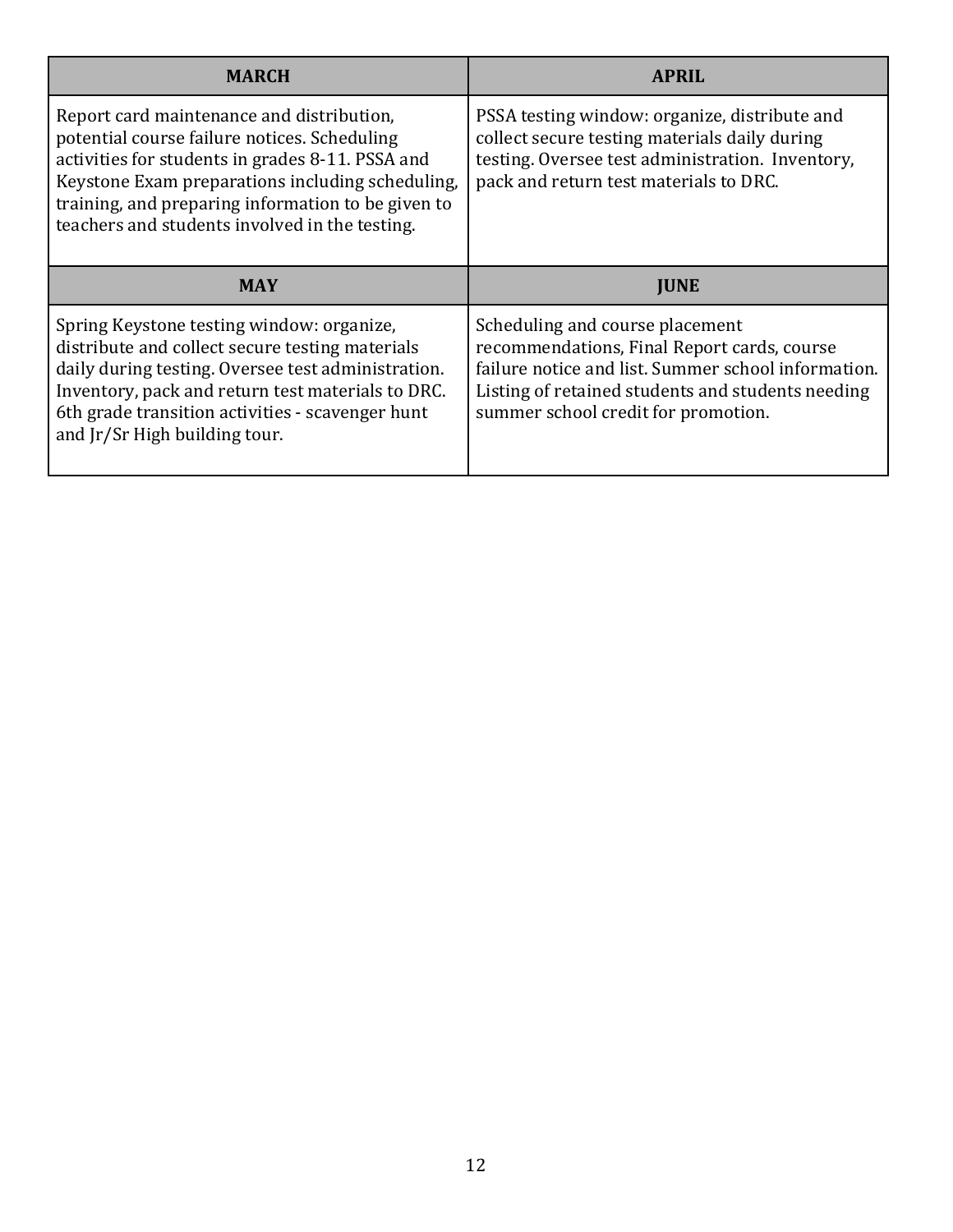| MARCH | APRIL |
|---|---|
| Report card maintenance and distribution, potential course failure notices. Scheduling activities for students in grades 8-11. PSSA and Keystone Exam preparations including scheduling, training, and preparing information to be given to teachers and students involved in the testing. | PSSA testing window: organize, distribute and collect secure testing materials daily during testing. Oversee test administration. Inventory, pack and return test materials to DRC. |
| **MAY** | **JUNE** |
| Spring Keystone testing window: organize, distribute and collect secure testing materials daily during testing. Oversee test administration. Inventory, pack and return test materials to DRC. 6th grade transition activities - scavenger hunt and Jr/Sr High building tour. | Scheduling and course placement recommendations, Final Report cards, course failure notice and list. Summer school information. Listing of retained students and students needing summer school credit for promotion. |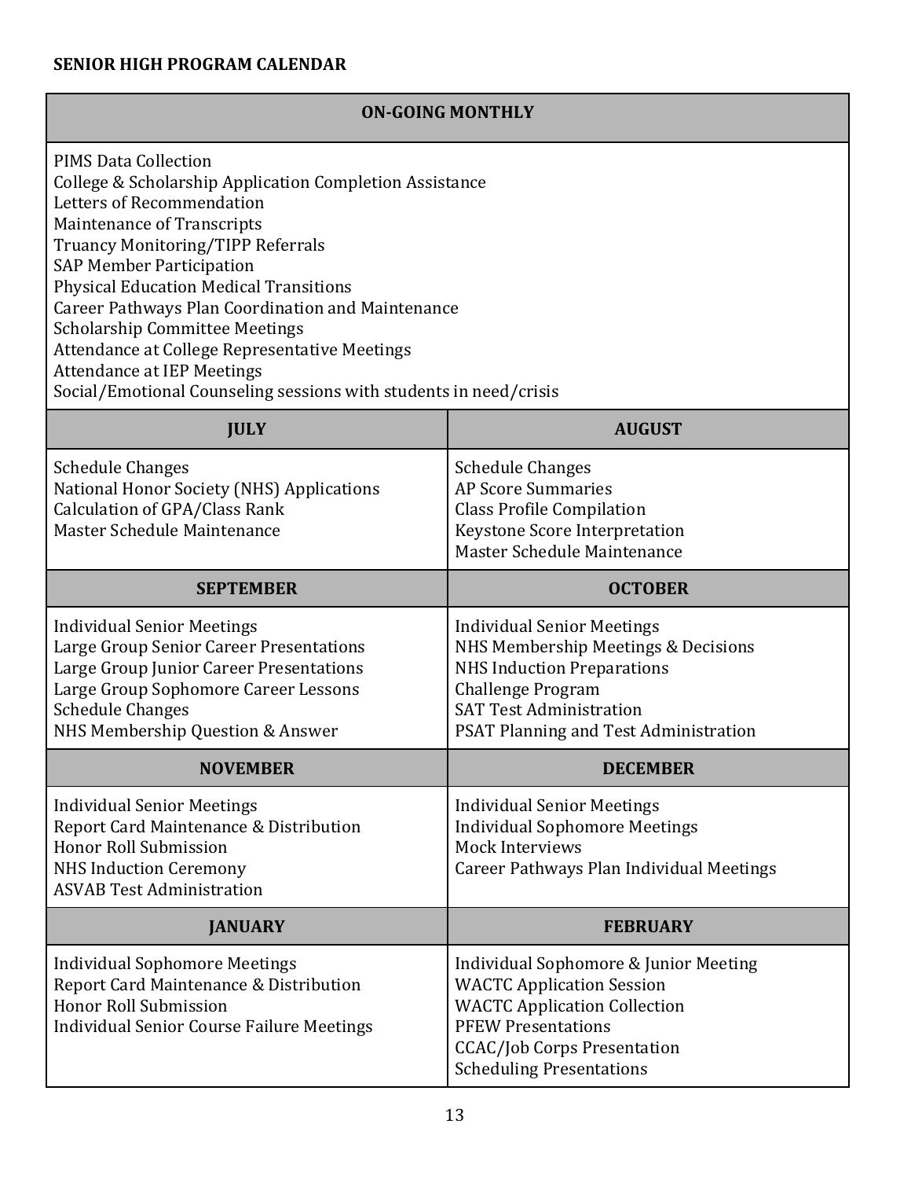**SENIOR HIGH PROGRAM CALENDAR**

| ON-GOING MONTHLY | |
|---|---|
| PIMS Data Collection<br>College & Scholarship Application Completion Assistance<br>Letters of Recommendation<br>Maintenance of Transcripts<br>Truancy Monitoring/TIPP Referrals<br>SAP Member Participation<br>Physical Education Medical Transitions<br>Career Pathways Plan Coordination and Maintenance<br>Scholarship Committee Meetings<br>Attendance at College Representative Meetings<br>Attendance at IEP Meetings<br>Social/Emotional Counseling sessions with students in need/crisis | |
| **JULY** | **AUGUST** |
| Schedule Changes<br>National Honor Society (NHS) Applications<br>Calculation of GPA/Class Rank<br>Master Schedule Maintenance | Schedule Changes<br>AP Score Summaries<br>Class Profile Compilation<br>Keystone Score Interpretation<br>Master Schedule Maintenance |
| **SEPTEMBER** | **OCTOBER** |
| Individual Senior Meetings<br>Large Group Senior Career Presentations<br>Large Group Junior Career Presentations<br>Large Group Sophomore Career Lessons<br>Schedule Changes<br>NHS Membership Question & Answer | Individual Senior Meetings<br>NHS Membership Meetings & Decisions<br>NHS Induction Preparations<br>Challenge Program<br>SAT Test Administration<br>PSAT Planning and Test Administration |
| **NOVEMBER** | **DECEMBER** |
| Individual Senior Meetings<br>Report Card Maintenance & Distribution<br>Honor Roll Submission<br>NHS Induction Ceremony<br>ASVAB Test Administration | Individual Senior Meetings<br>Individual Sophomore Meetings<br>Mock Interviews<br>Career Pathways Plan Individual Meetings |
| **JANUARY** | **FEBRUARY** |
| Individual Sophomore Meetings<br>Report Card Maintenance & Distribution<br>Honor Roll Submission<br>Individual Senior Course Failure Meetings | Individual Sophomore & Junior Meeting<br>WACTC Application Session<br>WACTC Application Collection<br>PFEW Presentations<br>CCAC/Job Corps Presentation<br>Scheduling Presentations |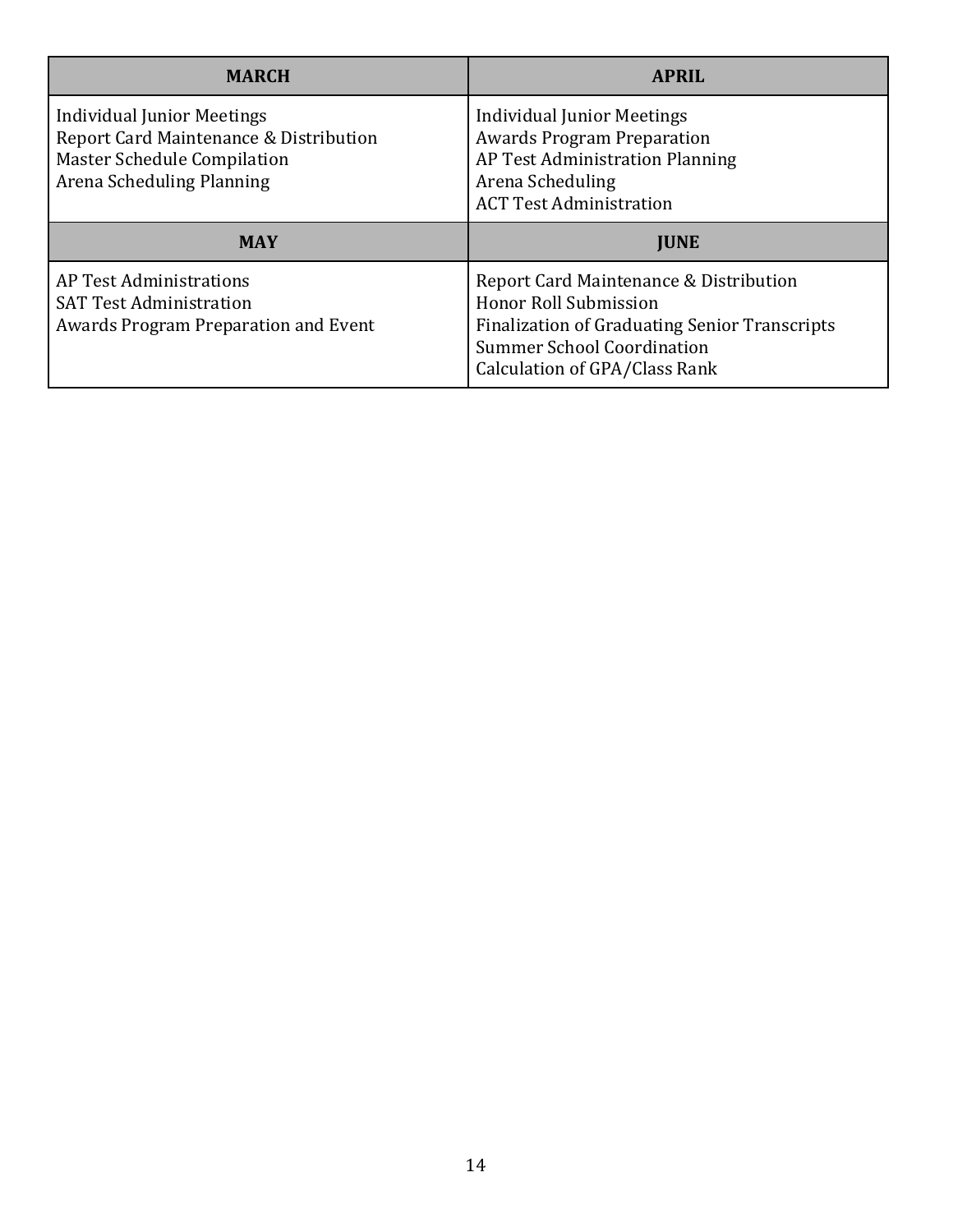| MARCH | APRIL |
| --- | --- |
| Individual Junior Meetings<br>Report Card Maintenance & Distribution<br>Master Schedule Compilation<br>Arena Scheduling Planning | Individual Junior Meetings<br>Awards Program Preparation<br>AP Test Administration Planning<br>Arena Scheduling<br>ACT Test Administration |
| **MAY** | **JUNE** |
| AP Test Administrations<br>SAT Test Administration<br>Awards Program Preparation and Event | Report Card Maintenance & Distribution<br>Honor Roll Submission<br>Finalization of Graduating Senior Transcripts<br>Summer School Coordination<br>Calculation of GPA/Class Rank |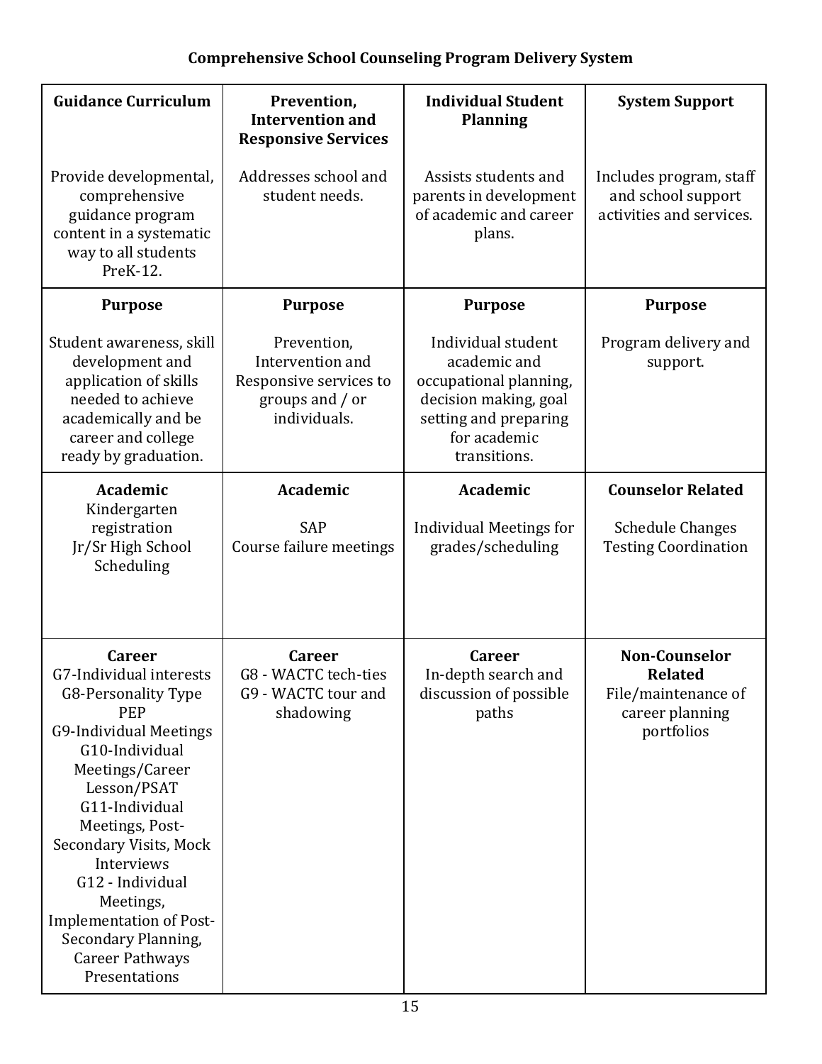**Comprehensive School Counseling Program Delivery System**

| **Guidance Curriculum**<br><br>Provide developmental, comprehensive guidance program content in a systematic way to all students PreK-12. | **Prevention, Intervention and Responsive Services**<br><br>Addresses school and student needs. | **Individual Student Planning**<br><br>Assists students and parents in development of academic and career plans. | **System Support**<br><br>Includes program, staff and school support activities and services. |
|---|---|---|---|
| **Purpose**<br><br>Student awareness, skill development and application of skills needed to achieve academically and be career and college ready by graduation. | **Purpose**<br><br>Prevention, Intervention and Responsive services to groups and / or individuals. | **Purpose**<br><br>Individual student academic and occupational planning, decision making, goal setting and preparing for academic transitions. | **Purpose**<br><br>Program delivery and support. |
| **Academic**<br>Kindergarten registration<br>Jr/Sr High School Scheduling | **Academic**<br><br>SAP<br>Course failure meetings | **Academic**<br><br>Individual Meetings for grades/scheduling | **Counselor Related**<br><br>Schedule Changes<br>Testing Coordination |
| **Career**<br>G7-Individual interests<br>G8-Personality Type PEP<br>G9-Individual Meetings<br>G10-Individual Meetings/Career Lesson/PSAT<br>G11-Individual Meetings, Post-Secondary Visits, Mock Interviews<br>G12 - Individual Meetings, Implementation of Post-Secondary Planning, Career Pathways Presentations | **Career**<br>G8 - WACTC tech-ties<br>G9 - WACTC tour and shadowing | **Career**<br>In-depth search and discussion of possible paths | **Non-Counselor Related**<br>File/maintenance of career planning portfolios |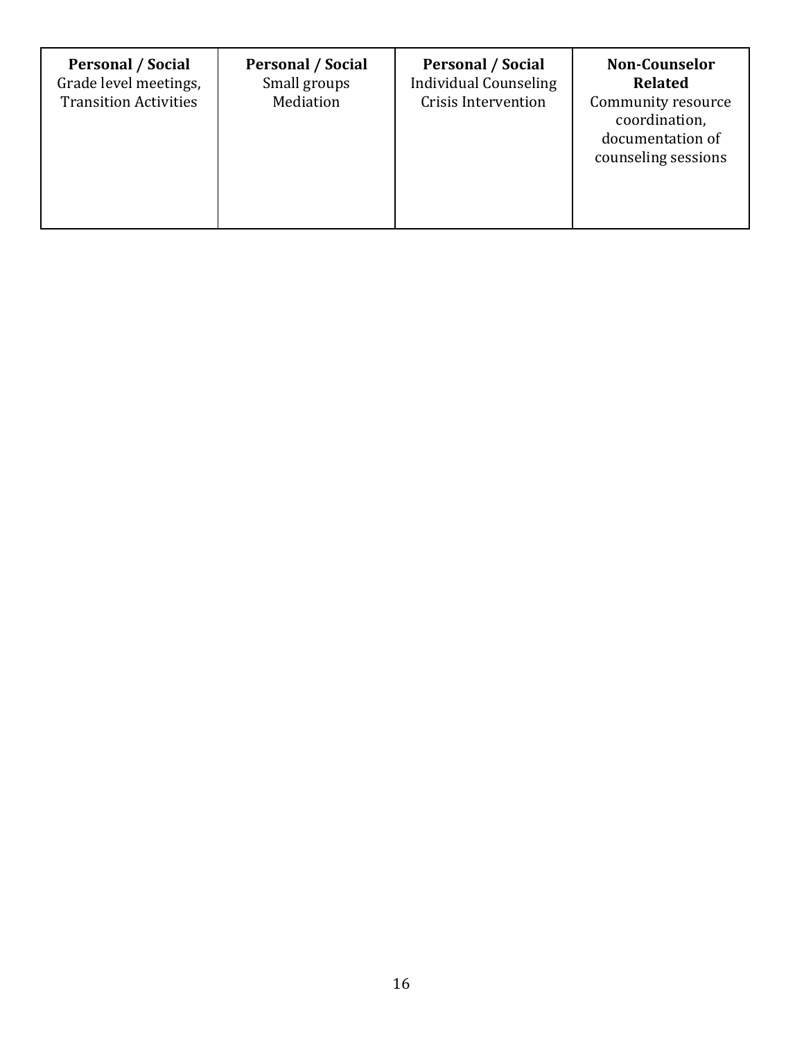| **Personal / Social**<br>Grade level meetings,<br>Transition Activities | **Personal / Social**<br>Small groups<br>Mediation | **Personal / Social**<br>Individual Counseling<br>Crisis Intervention | **Non-Counselor Related**<br>Community resource coordination,<br>documentation of counseling sessions |
|---|---|---|---|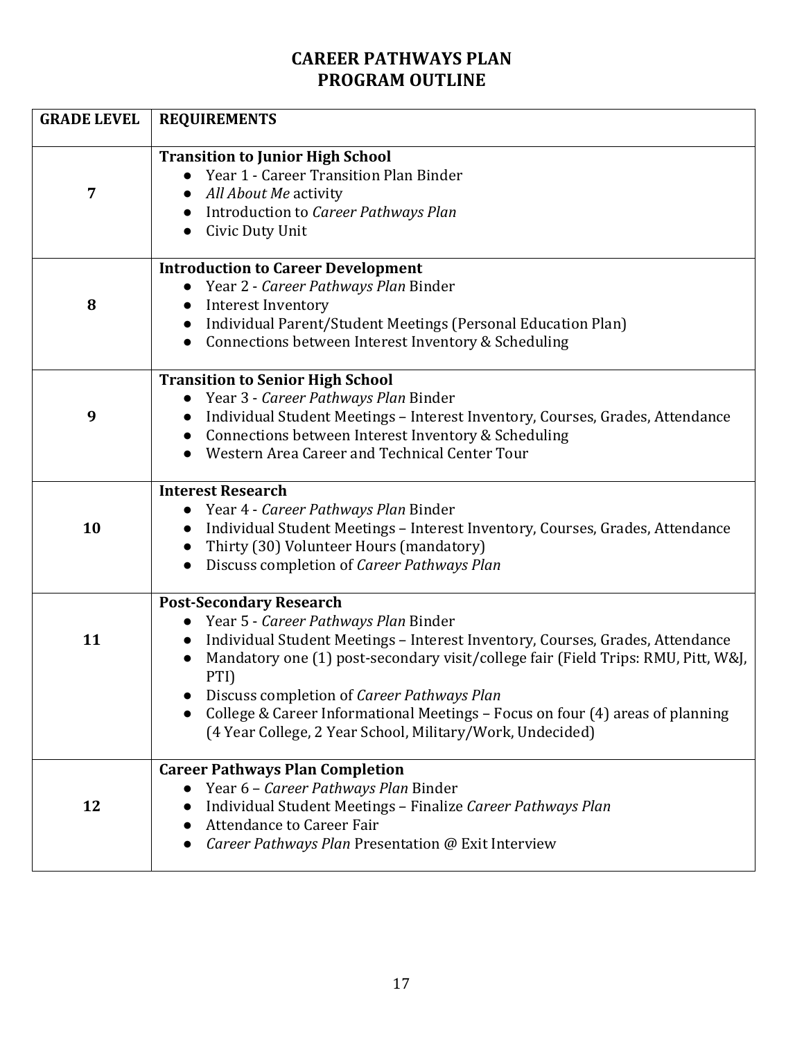# CAREER PATHWAYS PLAN
# PROGRAM OUTLINE

| GRADE LEVEL | REQUIREMENTS |
|---|---|
| 7 | **Transition to Junior High School**<br>● Year 1 - Career Transition Plan Binder<br>● *All About Me* activity<br>● Introduction to *Career Pathways Plan*<br>● Civic Duty Unit |
| 8 | **Introduction to Career Development**<br>● Year 2 - *Career Pathways Plan* Binder<br>● Interest Inventory<br>● Individual Parent/Student Meetings (Personal Education Plan)<br>● Connections between Interest Inventory & Scheduling |
| 9 | **Transition to Senior High School**<br>● Year 3 - *Career Pathways Plan* Binder<br>● Individual Student Meetings – Interest Inventory, Courses, Grades, Attendance<br>● Connections between Interest Inventory & Scheduling<br>● Western Area Career and Technical Center Tour |
| 10 | **Interest Research**<br>● Year 4 - *Career Pathways Plan* Binder<br>● Individual Student Meetings – Interest Inventory, Courses, Grades, Attendance<br>● Thirty (30) Volunteer Hours (mandatory)<br>● Discuss completion of *Career Pathways Plan* |
| 11 | **Post-Secondary Research**<br>● Year 5 - *Career Pathways Plan* Binder<br>● Individual Student Meetings – Interest Inventory, Courses, Grades, Attendance<br>● Mandatory one (1) post-secondary visit/college fair (Field Trips: RMU, Pitt, W&J, PTI)<br>● Discuss completion of *Career Pathways Plan*<br>● College & Career Informational Meetings – Focus on four (4) areas of planning (4 Year College, 2 Year School, Military/Work, Undecided) |
| 12 | **Career Pathways Plan Completion**<br>● Year 6 – *Career Pathways Plan* Binder<br>● Individual Student Meetings – Finalize *Career Pathways Plan*<br>● Attendance to Career Fair<br>● *Career Pathways Plan* Presentation @ Exit Interview |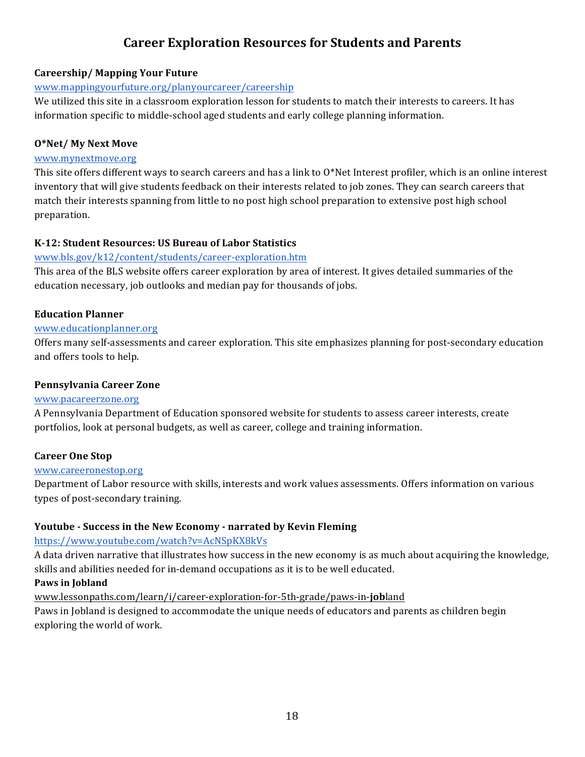# Career Exploration Resources for Students and Parents

**Careership/ Mapping Your Future**

www.mappingyourfuture.org/planyourcareer/careership

We utilized this site in a classroom exploration lesson for students to match their interests to careers. It has information specific to middle-school aged students and early college planning information.

**O*Net/ My Next Move**

www.mynextmove.org

This site offers different ways to search careers and has a link to O*Net Interest profiler, which is an online interest inventory that will give students feedback on their interests related to job zones. They can search careers that match their interests spanning from little to no post high school preparation to extensive post high school preparation.

**K-12: Student Resources: US Bureau of Labor Statistics**

www.bls.gov/k12/content/students/career-exploration.htm

This area of the BLS website offers career exploration by area of interest. It gives detailed summaries of the education necessary, job outlooks and median pay for thousands of jobs.

**Education Planner**

www.educationplanner.org

Offers many self-assessments and career exploration. This site emphasizes planning for post-secondary education and offers tools to help.

**Pennsylvania Career Zone**

www.pacareerzone.org

A Pennsylvania Department of Education sponsored website for students to assess career interests, create portfolios, look at personal budgets, as well as career, college and training information.

**Career One Stop**

www.careeronestop.org

Department of Labor resource with skills, interests and work values assessments. Offers information on various types of post-secondary training.

**Youtube - Success in the New Economy - narrated by Kevin Fleming**

https://www.youtube.com/watch?v=AcNSpKX8kVs

A data driven narrative that illustrates how success in the new economy is as much about acquiring the knowledge, skills and abilities needed for in-demand occupations as it is to be well educated.

**Paws in Jobland**

www.lessonpaths.com/learn/i/career-exploration-for-5th-grade/paws-in-**job**land

Paws in Jobland is designed to accommodate the unique needs of educators and parents as children begin exploring the world of work.